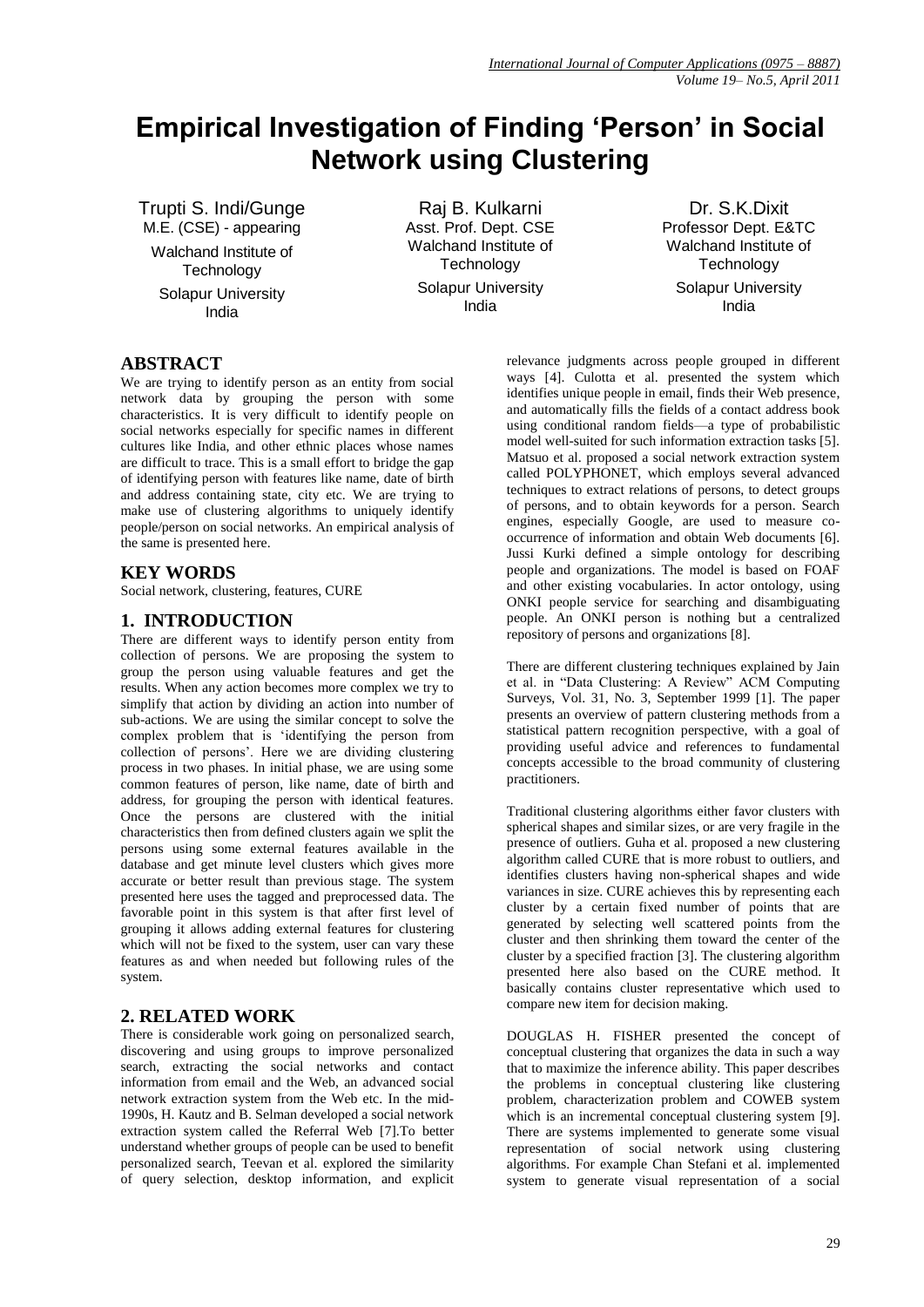# Empirical Investigation of Finding 'Person' in Social Network using Clustering

Trupti S. Indi/Gunge
M.E. (CSE) - appearing
Walchand Institute of Technology
Solapur University
India

Raj B. Kulkarni
Asst. Prof. Dept. CSE
Walchand Institute of Technology
Solapur University
India

Dr. S.K.Dixit
Professor Dept. E&TC
Walchand Institute of Technology
Solapur University
India

## ABSTRACT

We are trying to identify person as an entity from social network data by grouping the person with some characteristics. It is very difficult to identify people on social networks especially for specific names in different cultures like India, and other ethnic places whose names are difficult to trace. This is a small effort to bridge the gap of identifying person with features like name, date of birth and address containing state, city etc. We are trying to make use of clustering algorithms to uniquely identify people/person on social networks. An empirical analysis of the same is presented here.

## KEY WORDS

Social network, clustering, features, CURE

## 1. INTRODUCTION

There are different ways to identify person entity from collection of persons. We are proposing the system to group the person using valuable features and get the results. When any action becomes more complex we try to simplify that action by dividing an action into number of sub-actions. We are using the similar concept to solve the complex problem that is 'identifying the person from collection of persons'. Here we are dividing clustering process in two phases. In initial phase, we are using some common features of person, like name, date of birth and address, for grouping the person with identical features. Once the persons are clustered with the initial characteristics then from defined clusters again we split the persons using some external features available in the database and get minute level clusters which gives more accurate or better result than previous stage. The system presented here uses the tagged and preprocessed data. The favorable point in this system is that after first level of grouping it allows adding external features for clustering which will not be fixed to the system, user can vary these features as and when needed but following rules of the system.

## 2. RELATED WORK

There is considerable work going on personalized search, discovering and using groups to improve personalized search, extracting the social networks and contact information from email and the Web, an advanced social network extraction system from the Web etc. In the mid-1990s, H. Kautz and B. Selman developed a social network extraction system called the Referral Web [7].To better understand whether groups of people can be used to benefit personalized search, Teevan et al. explored the similarity of query selection, desktop information, and explicit relevance judgments across people grouped in different ways [4]. Culotta et al. presented the system which identifies unique people in email, finds their Web presence, and automatically fills the fields of a contact address book using conditional random fields—a type of probabilistic model well-suited for such information extraction tasks [5]. Matsuo et al. proposed a social network extraction system called POLYPHONET, which employs several advanced techniques to extract relations of persons, to detect groups of persons, and to obtain keywords for a person. Search engines, especially Google, are used to measure co-occurrence of information and obtain Web documents [6]. Jussi Kurki defined a simple ontology for describing people and organizations. The model is based on FOAF and other existing vocabularies. In actor ontology, using ONKI people service for searching and disambiguating people. An ONKI person is nothing but a centralized repository of persons and organizations [8].

There are different clustering techniques explained by Jain et al. in "Data Clustering: A Review" ACM Computing Surveys, Vol. 31, No. 3, September 1999 [1]. The paper presents an overview of pattern clustering methods from a statistical pattern recognition perspective, with a goal of providing useful advice and references to fundamental concepts accessible to the broad community of clustering practitioners.

Traditional clustering algorithms either favor clusters with spherical shapes and similar sizes, or are very fragile in the presence of outliers. Guha et al. proposed a new clustering algorithm called CURE that is more robust to outliers, and identifies clusters having non-spherical shapes and wide variances in size. CURE achieves this by representing each cluster by a certain fixed number of points that are generated by selecting well scattered points from the cluster and then shrinking them toward the center of the cluster by a specified fraction [3]. The clustering algorithm presented here also based on the CURE method. It basically contains cluster representative which used to compare new item for decision making.

DOUGLAS H. FISHER presented the concept of conceptual clustering that organizes the data in such a way that to maximize the inference ability. This paper describes the problems in conceptual clustering like clustering problem, characterization problem and COWEB system which is an incremental conceptual clustering system [9]. There are systems implemented to generate some visual representation of social network using clustering algorithms. For example Chan Stefani et al. implemented system to generate visual representation of a social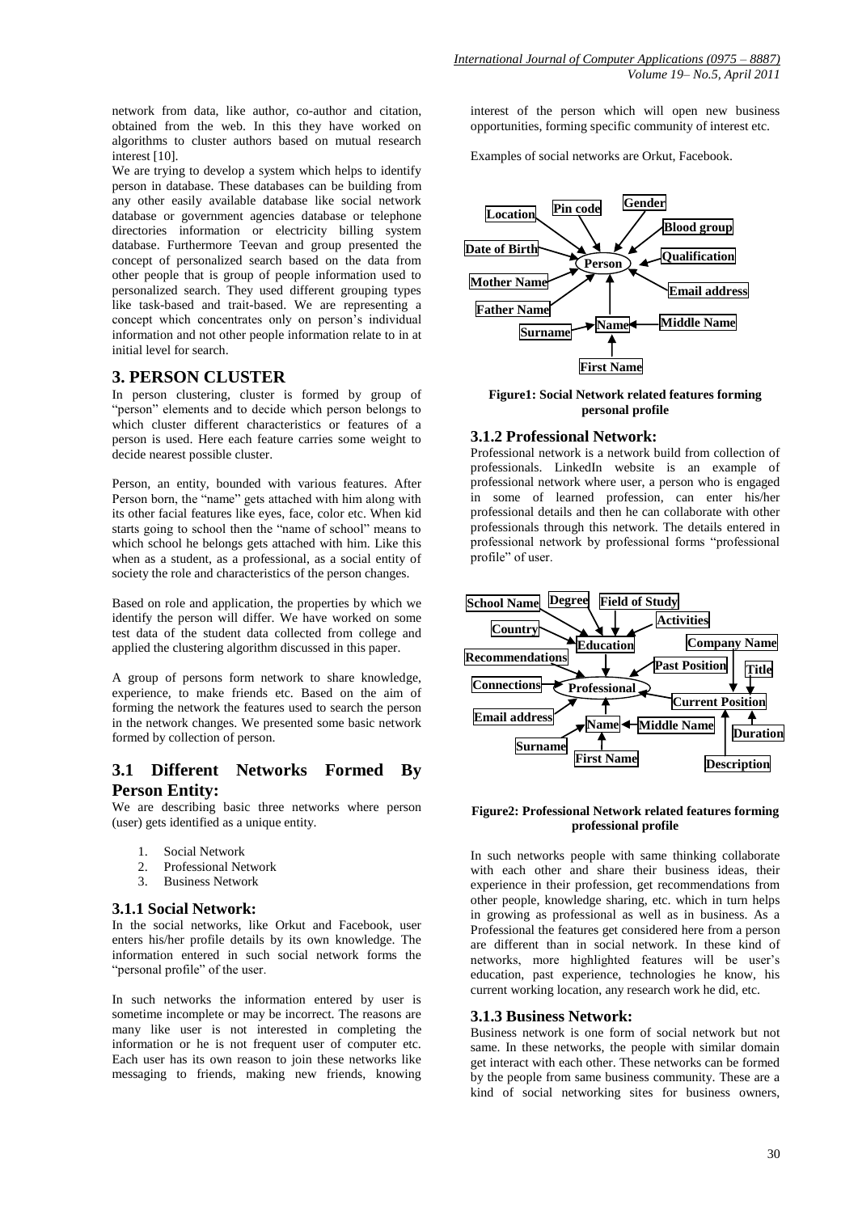network from data, like author, co-author and citation, obtained from the web. In this they have worked on algorithms to cluster authors based on mutual research interest [10].

We are trying to develop a system which helps to identify person in database. These databases can be building from any other easily available database like social network database or government agencies database or telephone directories information or electricity billing system database. Furthermore Teevan and group presented the concept of personalized search based on the data from other people that is group of people information used to personalized search. They used different grouping types like task-based and trait-based. We are representing a concept which concentrates only on person's individual information and not other people information relate to in at initial level for search.

## 3. PERSON CLUSTER

In person clustering, cluster is formed by group of "person" elements and to decide which person belongs to which cluster different characteristics or features of a person is used. Here each feature carries some weight to decide nearest possible cluster.

Person, an entity, bounded with various features. After Person born, the "name" gets attached with him along with its other facial features like eyes, face, color etc. When kid starts going to school then the "name of school" means to which school he belongs gets attached with him. Like this when as a student, as a professional, as a social entity of society the role and characteristics of the person changes.

Based on role and application, the properties by which we identify the person will differ. We have worked on some test data of the student data collected from college and applied the clustering algorithm discussed in this paper.

A group of persons form network to share knowledge, experience, to make friends etc. Based on the aim of forming the network the features used to search the person in the network changes. We presented some basic network formed by collection of person.

## 3.1 Different Networks Formed By Person Entity:

We are describing basic three networks where person (user) gets identified as a unique entity.

1. Social Network
2. Professional Network
3. Business Network

### 3.1.1 Social Network:

In the social networks, like Orkut and Facebook, user enters his/her profile details by its own knowledge. The information entered in such social network forms the "personal profile" of the user.

In such networks the information entered by user is sometime incomplete or may be incorrect. The reasons are many like user is not interested in completing the information or he is not frequent user of computer etc. Each user has its own reason to join these networks like messaging to friends, making new friends, knowing interest of the person which will open new business opportunities, forming specific community of interest etc.

Examples of social networks are Orkut, Facebook.

Location, Pin code, Gender, Blood group, Date of Birth, Person, Qualification, Mother Name, Email address, Father Name, Surname, Name, Middle Name, First Name

**Figure1: Social Network related features forming personal profile**

### 3.1.2 Professional Network:

Professional network is a network build from collection of professionals. LinkedIn website is an example of professional network where user, a person who is engaged in some of learned profession, can enter his/her professional details and then he can collaborate with other professionals through this network. The details entered in professional network by professional forms "professional profile" of user.

School Name, Degree, Field of Study, Activities, Country, Education, Company Name, Recommendations, Past Position, Title, Connections, Professional, Current Position, Email address, Name, Middle Name, Duration, Surname, First Name, Description

**Figure2: Professional Network related features forming professional profile**

In such networks people with same thinking collaborate with each other and share their business ideas, their experience in their profession, get recommendations from other people, knowledge sharing, etc. which in turn helps in growing as professional as well as in business. As a Professional the features get considered here from a person are different than in social network. In these kind of networks, more highlighted features will be user's education, past experience, technologies he know, his current working location, any research work he did, etc.

### 3.1.3 Business Network:

Business network is one form of social network but not same. In these networks, the people with similar domain get interact with each other. These networks can be formed by the people from same business community. These are a kind of social networking sites for business owners,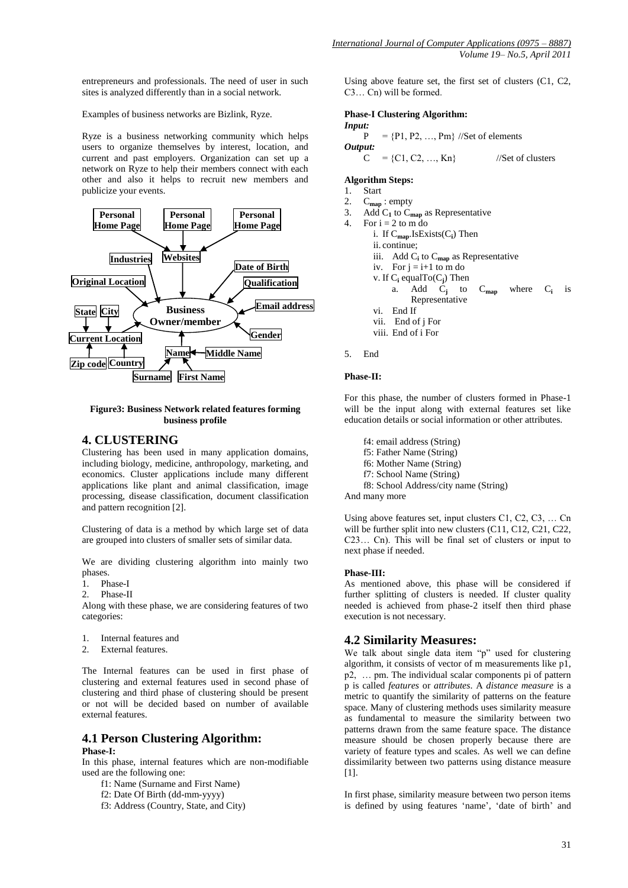entrepreneurs and professionals. The need of user in such sites is analyzed differently than in a social network.

Examples of business networks are Bizlink, Ryze.

Ryze is a business networking community which helps users to organize themselves by interest, location, and current and past employers. Organization can set up a network on Ryze to help their members connect with each other and also it helps to recruit new members and publicize your events.

**Figure3: Business Network related features forming business profile**

## 4. CLUSTERING

Clustering has been used in many application domains, including biology, medicine, anthropology, marketing, and economics. Cluster applications include many different applications like plant and animal classification, image processing, disease classification, document classification and pattern recognition [2].

Clustering of data is a method by which large set of data are grouped into clusters of smaller sets of similar data.

We are dividing clustering algorithm into mainly two phases.

1. Phase-I
2. Phase-II

Along with these phase, we are considering features of two categories:

1. Internal features and
2. External features.

The Internal features can be used in first phase of clustering and external features used in second phase of clustering and third phase of clustering should be present or not will be decided based on number of available external features.

### 4.1 Person Clustering Algorithm:

**Phase-I:**

In this phase, internal features which are non-modifiable used are the following one:

f1: Name (Surname and First Name)
f2: Date Of Birth (dd-mm-yyyy)
f3: Address (Country, State, and City)

Using above feature set, the first set of clusters (C1, C2, C3… Cn) will be formed.

**Phase-I Clustering Algorithm:**

***Input:***

P = {P1, P2, …, Pm} //Set of elements

***Output:***

C = {C1, C2, …, Kn} //Set of clusters

**Algorithm Steps:**

1. Start
2. $C_{map}$ : empty
3. Add $C_1$ to $C_{map}$ as Representative
4. For i = 2 to m do
   i. If $C_{map}$.IsExists($C_i$) Then
   ii. continue;
   iii. Add $C_i$ to $C_{map}$ as Representative
   iv. For j = i+1 to m do
   v. If $C_i$ equalTo($C_j$) Then
      a. Add $C_j$ to $C_{map}$ where $C_i$ is Representative
   vi. End If
   vii. End of j For
   viii. End of i For
5. End

**Phase-II:**

For this phase, the number of clusters formed in Phase-1 will be the input along with external features set like education details or social information or other attributes.

f4: email address (String)
f5: Father Name (String)
f6: Mother Name (String)
f7: School Name (String)
f8: School Address/city name (String)

And many more

Using above features set, input clusters C1, C2, C3, … Cn will be further split into new clusters (C11, C12, C21, C22, C23… Cn). This will be final set of clusters or input to next phase if needed.

**Phase-III:**

As mentioned above, this phase will be considered if further splitting of clusters is needed. If cluster quality needed is achieved from phase-2 itself then third phase execution is not necessary.

### 4.2 Similarity Measures:

We talk about single data item "p" used for clustering algorithm, it consists of vector of m measurements like p1, p2, … pm. The individual scalar components pi of pattern p is called *features* or *attributes*. A *distance measure* is a metric to quantify the similarity of patterns on the feature space. Many of clustering methods uses similarity measure as fundamental to measure the similarity between two patterns drawn from the same feature space. The distance measure should be chosen properly because there are variety of feature types and scales. As well we can define dissimilarity between two patterns using distance measure [1].

In first phase, similarity measure between two person items is defined by using features 'name', 'date of birth' and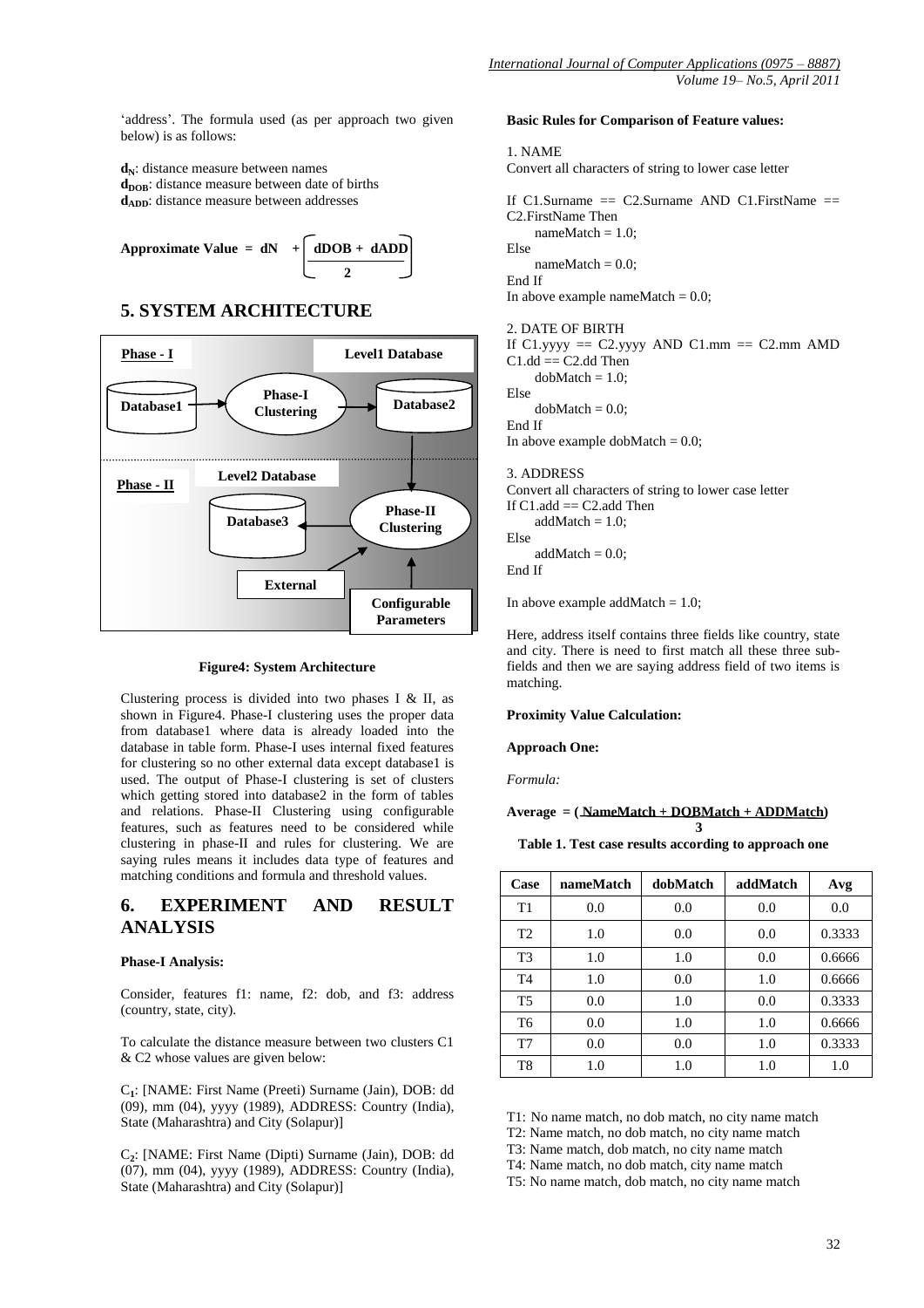'address'. The formula used (as per approach two given below) is as follows:

$d_N$: distance measure between names
$d_{DOB}$: distance measure between date of births
$d_{ADD}$: distance measure between addresses

$$\textbf{Approximate Value} = dN + \left[ \frac{dDOB + dADD}{2} \right]$$

## 5. SYSTEM ARCHITECTURE

Phase - I | Level1 Database | Database1 | Phase-I Clustering | Database2 | Phase - II | Level2 Database | Database3 | Phase-II Clustering | External | Configurable Parameters

**Figure4: System Architecture**

Clustering process is divided into two phases I & II, as shown in Figure4. Phase-I clustering uses the proper data from database1 where data is already loaded into the database in table form. Phase-I uses internal fixed features for clustering so no other external data except database1 is used. The output of Phase-I clustering is set of clusters which getting stored into database2 in the form of tables and relations. Phase-II Clustering using configurable features, such as features need to be considered while clustering in phase-II and rules for clustering. We are saying rules means it includes data type of features and matching conditions and formula and threshold values.

## 6. EXPERIMENT AND RESULT ANALYSIS

**Phase-I Analysis:**

Consider, features f1: name, f2: dob, and f3: address (country, state, city).

To calculate the distance measure between two clusters C1 & C2 whose values are given below:

$C_1$: [NAME: First Name (Preeti) Surname (Jain), DOB: dd (09), mm (04), yyyy (1989), ADDRESS: Country (India), State (Maharashtra) and City (Solapur)]

$C_2$: [NAME: First Name (Dipti) Surname (Jain), DOB: dd (07), mm (04), yyyy (1989), ADDRESS: Country (India), State (Maharashtra) and City (Solapur)]

**Basic Rules for Comparison of Feature values:**

1. NAME
Convert all characters of string to lower case letter

```
If C1.Surname == C2.Surname AND C1.FirstName ==
C2.FirstName Then
    nameMatch = 1.0;
Else
    nameMatch = 0.0;
End If
```

In above example nameMatch = 0.0;

2. DATE OF BIRTH

```
If C1.yyyy == C2.yyyy AND C1.mm == C2.mm AMD
C1.dd == C2.dd Then
    dobMatch = 1.0;
Else
    dobMatch = 0.0;
End If
```

In above example dobMatch = 0.0;

3. ADDRESS
Convert all characters of string to lower case letter

```
If C1.add == C2.add Then
    addMatch = 1.0;
Else
    addMatch = 0.0;
End If
```

In above example addMatch = 1.0;

Here, address itself contains three fields like country, state and city. There is need to first match all these three sub-fields and then we are saying address field of two items is matching.

**Proximity Value Calculation:**

**Approach One:**

*Formula:*

$$\textbf{Average} = \frac{\textbf{NameMatch + DOBMatch + ADDMatch}}{3}$$

**Table 1. Test case results according to approach one**

| Case | nameMatch | dobMatch | addMatch | Avg |
|---|---|---|---|---|
| T1 | 0.0 | 0.0 | 0.0 | 0.0 |
| T2 | 1.0 | 0.0 | 0.0 | 0.3333 |
| T3 | 1.0 | 1.0 | 0.0 | 0.6666 |
| T4 | 1.0 | 0.0 | 1.0 | 0.6666 |
| T5 | 0.0 | 1.0 | 0.0 | 0.3333 |
| T6 | 0.0 | 1.0 | 1.0 | 0.6666 |
| T7 | 0.0 | 0.0 | 1.0 | 0.3333 |
| T8 | 1.0 | 1.0 | 1.0 | 1.0 |

T1: No name match, no dob match, no city name match
T2: Name match, no dob match, no city name match
T3: Name match, dob match, no city name match
T4: Name match, no dob match, city name match
T5: No name match, dob match, no city name match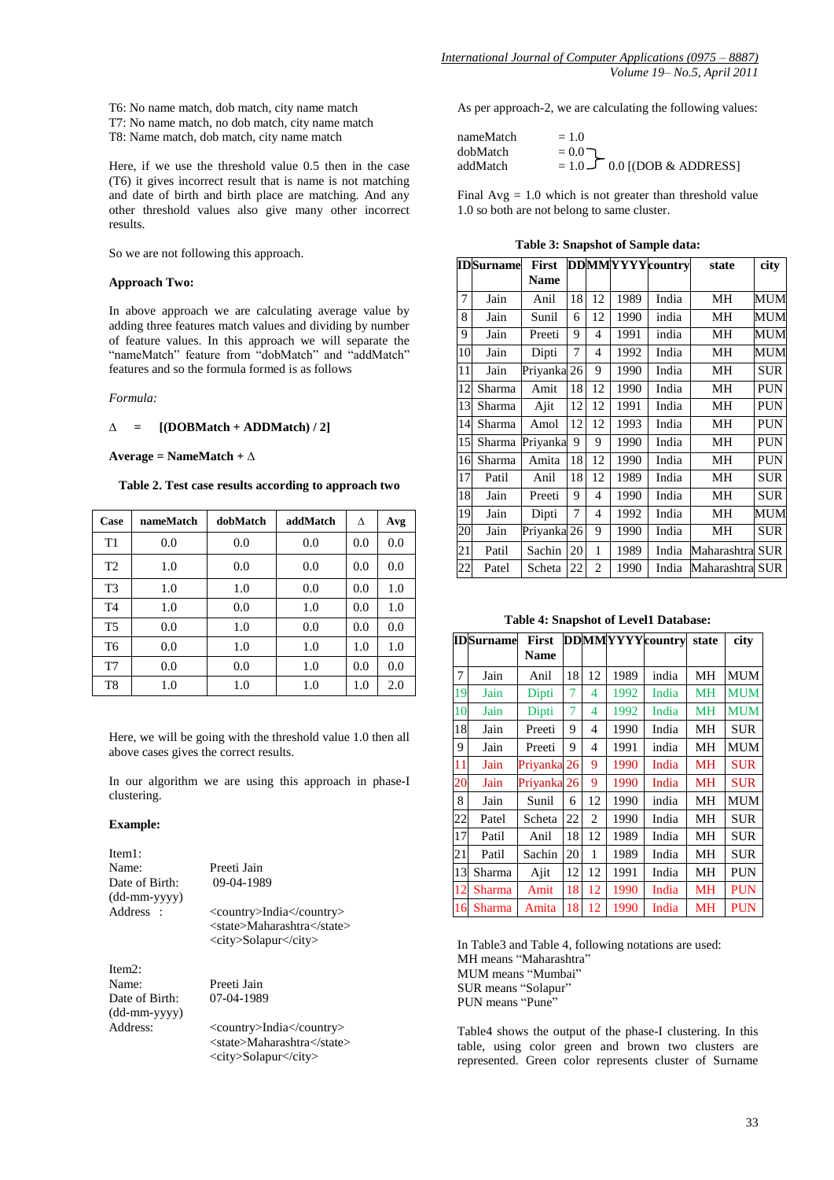T6: No name match, dob match, city name match
T7: No name match, no dob match, city name match
T8: Name match, dob match, city name match

Here, if we use the threshold value 0.5 then in the case (T6) it gives incorrect result that is name is not matching and date of birth and birth place are matching. And any other threshold values also give many other incorrect results.

So we are not following this approach.

**Approach Two:**

In above approach we are calculating average value by adding three features match values and dividing by number of feature values. In this approach we will separate the "nameMatch" feature from "dobMatch" and "addMatch" features and so the formula formed is as follows

*Formula:*

**$\Delta$ = [(DOBMatch + ADDMatch) / 2]**

**Average = NameMatch + $\Delta$**

**Table 2. Test case results according to approach two**

| Case | nameMatch | dobMatch | addMatch | $\Delta$ | Avg |
|---|---|---|---|---|---|
| T1 | 0.0 | 0.0 | 0.0 | 0.0 | 0.0 |
| T2 | 1.0 | 0.0 | 0.0 | 0.0 | 0.0 |
| T3 | 1.0 | 1.0 | 0.0 | 0.0 | 1.0 |
| T4 | 1.0 | 0.0 | 1.0 | 0.0 | 1.0 |
| T5 | 0.0 | 1.0 | 0.0 | 0.0 | 0.0 |
| T6 | 0.0 | 1.0 | 1.0 | 1.0 | 1.0 |
| T7 | 0.0 | 0.0 | 1.0 | 0.0 | 0.0 |
| T8 | 1.0 | 1.0 | 1.0 | 1.0 | 2.0 |

Here, we will be going with the threshold value 1.0 then all above cases gives the correct results.

In our algorithm we are using this approach in phase-I clustering.

**Example:**

Item1:
Name: Preeti Jain
Date of Birth: (dd-mm-yyyy) 09-04-1989
Address : <country>India</country> <state>Maharashtra</state> <city>Solapur</city>

Item2:
Name: Preeti Jain
Date of Birth: (dd-mm-yyyy) 07-04-1989
Address: <country>India</country> <state>Maharashtra</state> <city>Solapur</city>

As per approach-2, we are calculating the following values:

nameMatch = 1.0
dobMatch = 0.0
addMatch = 1.0
0.0 [(DOB & ADDRESS]

Final Avg = 1.0 which is not greater than threshold value 1.0 so both are not belong to same cluster.

**Table 3: Snapshot of Sample data:**

| ID | Surname | First Name | DD | MM | YYYY | country | state | city |
|---|---|---|---|---|---|---|---|---|
| 7 | Jain | Anil | 18 | 12 | 1989 | India | MH | MUM |
| 8 | Jain | Sunil | 6 | 12 | 1990 | india | MH | MUM |
| 9 | Jain | Preeti | 9 | 4 | 1991 | india | MH | MUM |
| 10 | Jain | Dipti | 7 | 4 | 1992 | India | MH | MUM |
| 11 | Jain | Priyanka | 26 | 9 | 1990 | India | MH | SUR |
| 12 | Sharma | Amit | 18 | 12 | 1990 | India | MH | PUN |
| 13 | Sharma | Ajit | 12 | 12 | 1991 | India | MH | PUN |
| 14 | Sharma | Amol | 12 | 12 | 1993 | India | MH | PUN |
| 15 | Sharma | Priyanka | 9 | 9 | 1990 | India | MH | PUN |
| 16 | Sharma | Amita | 18 | 12 | 1990 | India | MH | PUN |
| 17 | Patil | Anil | 18 | 12 | 1989 | India | MH | SUR |
| 18 | Jain | Preeti | 9 | 4 | 1990 | India | MH | SUR |
| 19 | Jain | Dipti | 7 | 4 | 1992 | India | MH | MUM |
| 20 | Jain | Priyanka | 26 | 9 | 1990 | India | MH | SUR |
| 21 | Patil | Sachin | 20 | 1 | 1989 | India | Maharashtra | SUR |
| 22 | Patel | Scheta | 22 | 2 | 1990 | India | Maharashtra | SUR |

**Table 4: Snapshot of Level1 Database:**

| ID | Surname | First Name | DD | MM | YYYY | country | state | city |
|---|---|---|---|---|---|---|---|---|
| 7 | Jain | Anil | 18 | 12 | 1989 | india | MH | MUM |
| 19 | Jain | Dipti | 7 | 4 | 1992 | India | MH | MUM |
| 10 | Jain | Dipti | 7 | 4 | 1992 | India | MH | MUM |
| 18 | Jain | Preeti | 9 | 4 | 1990 | India | MH | SUR |
| 9 | Jain | Preeti | 9 | 4 | 1991 | india | MH | MUM |
| 11 | Jain | Priyanka | 26 | 9 | 1990 | India | MH | SUR |
| 20 | Jain | Priyanka | 26 | 9 | 1990 | India | MH | SUR |
| 8 | Jain | Sunil | 6 | 12 | 1990 | india | MH | MUM |
| 22 | Patel | Scheta | 22 | 2 | 1990 | India | MH | SUR |
| 17 | Patil | Anil | 18 | 12 | 1989 | India | MH | SUR |
| 21 | Patil | Sachin | 20 | 1 | 1989 | India | MH | SUR |
| 13 | Sharma | Ajit | 12 | 12 | 1991 | India | MH | PUN |
| 12 | Sharma | Amit | 18 | 12 | 1990 | India | MH | PUN |
| 16 | Sharma | Amita | 18 | 12 | 1990 | India | MH | PUN |

In Table3 and Table 4, following notations are used:
MH means "Maharashtra"
MUM means "Mumbai"
SUR means "Solapur"
PUN means "Pune"

Table4 shows the output of the phase-I clustering. In this table, using color green and brown two clusters are represented. Green color represents cluster of Surname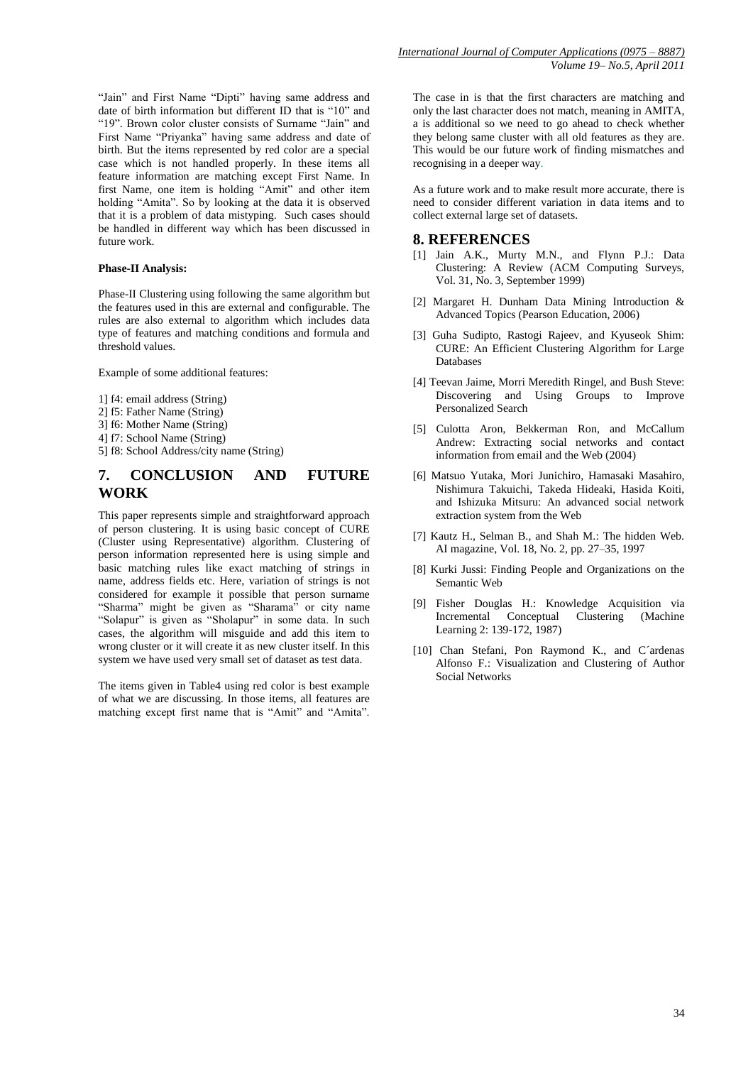"Jain" and First Name "Dipti" having same address and date of birth information but different ID that is "10" and "19". Brown color cluster consists of Surname "Jain" and First Name "Priyanka" having same address and date of birth. But the items represented by red color are a special case which is not handled properly. In these items all feature information are matching except First Name. In first Name, one item is holding "Amit" and other item holding "Amita". So by looking at the data it is observed that it is a problem of data mistyping. Such cases should be handled in different way which has been discussed in future work.

**Phase-II Analysis:**

Phase-II Clustering using following the same algorithm but the features used in this are external and configurable. The rules are also external to algorithm which includes data type of features and matching conditions and formula and threshold values.

Example of some additional features:

1] f4: email address (String)
2] f5: Father Name (String)
3] f6: Mother Name (String)
4] f7: School Name (String)
5] f8: School Address/city name (String)

## 7. CONCLUSION AND FUTURE WORK

This paper represents simple and straightforward approach of person clustering. It is using basic concept of CURE (Cluster using Representative) algorithm. Clustering of person information represented here is using simple and basic matching rules like exact matching of strings in name, address fields etc. Here, variation of strings is not considered for example it possible that person surname "Sharma" might be given as "Sharama" or city name "Solapur" is given as "Sholapur" in some data. In such cases, the algorithm will misguide and add this item to wrong cluster or it will create it as new cluster itself. In this system we have used very small set of dataset as test data.

The items given in Table4 using red color is best example of what we are discussing. In those items, all features are matching except first name that is "Amit" and "Amita". The case in is that the first characters are matching and only the last character does not match, meaning in AMITA, a is additional so we need to go ahead to check whether they belong same cluster with all old features as they are. This would be our future work of finding mismatches and recognising in a deeper way.

As a future work and to make result more accurate, there is need to consider different variation in data items and to collect external large set of datasets.

## 8. REFERENCES

[1] Jain A.K., Murty M.N., and Flynn P.J.: Data Clustering: A Review (ACM Computing Surveys, Vol. 31, No. 3, September 1999)

[2] Margaret H. Dunham Data Mining Introduction & Advanced Topics (Pearson Education, 2006)

[3] Guha Sudipto, Rastogi Rajeev, and Kyuseok Shim: CURE: An Efficient Clustering Algorithm for Large Databases

[4] Teevan Jaime, Morri Meredith Ringel, and Bush Steve: Discovering and Using Groups to Improve Personalized Search

[5] Culotta Aron, Bekkerman Ron, and McCallum Andrew: Extracting social networks and contact information from email and the Web (2004)

[6] Matsuo Yutaka, Mori Junichiro, Hamasaki Masahiro, Nishimura Takuichi, Takeda Hideaki, Hasida Koiti, and Ishizuka Mitsuru: An advanced social network extraction system from the Web

[7] Kautz H., Selman B., and Shah M.: The hidden Web. AI magazine, Vol. 18, No. 2, pp. 27–35, 1997

[8] Kurki Jussi: Finding People and Organizations on the Semantic Web

[9] Fisher Douglas H.: Knowledge Acquisition via Incremental Conceptual Clustering (Machine Learning 2: 139-172, 1987)

[10] Chan Stefani, Pon Raymond K., and C´ardenas Alfonso F.: Visualization and Clustering of Author Social Networks